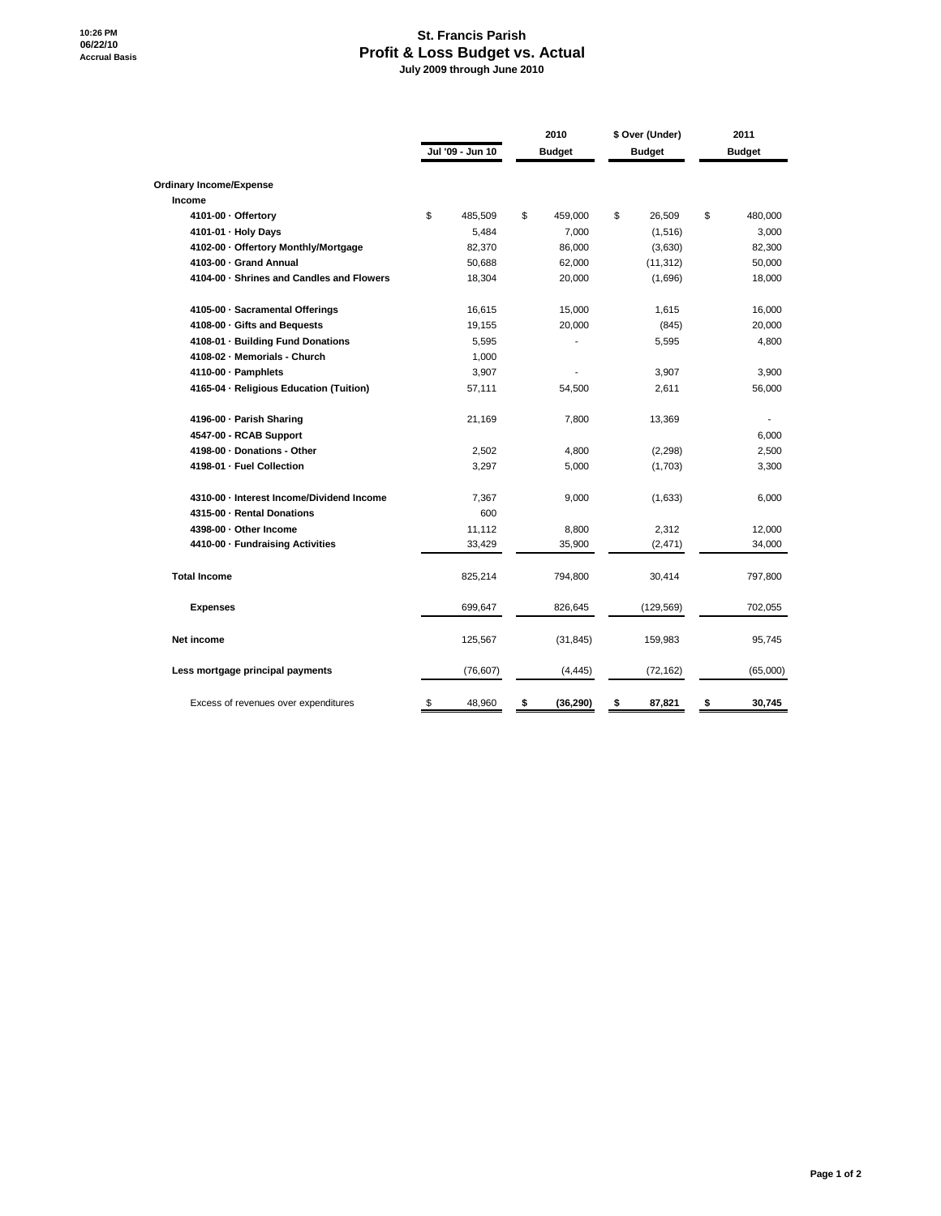10:26 PM
06/22/10
Accrual Basis

# St. Francis Parish
## Profit & Loss Budget vs. Actual
**July 2009 through June 2010**

| | Jul '09 - Jun 10 | 2010 Budget | $ Over (Under) Budget | 2011 Budget |
|---|---|---|---|---|
| **Ordinary Income/Expense** | | | | |
| **Income** | | | | |
| **4101-00 · Offertory** | $ 485,509 | $ 459,000 | $ 26,509 | $ 480,000 |
| **4101-01 · Holy Days** | 5,484 | 7,000 | (1,516) | 3,000 |
| **4102-00 · Offertory Monthly/Mortgage** | 82,370 | 86,000 | (3,630) | 82,300 |
| **4103-00 · Grand Annual** | 50,688 | 62,000 | (11,312) | 50,000 |
| **4104-00 · Shrines and Candles and Flowers** | 18,304 | 20,000 | (1,696) | 18,000 |
| **4105-00 · Sacramental Offerings** | 16,615 | 15,000 | 1,615 | 16,000 |
| **4108-00 · Gifts and Bequests** | 19,155 | 20,000 | (845) | 20,000 |
| **4108-01 · Building Fund Donations** | 5,595 | - | 5,595 | 4,800 |
| **4108-02 · Memorials - Church** | 1,000 | | | |
| **4110-00 · Pamphlets** | 3,907 | - | 3,907 | 3,900 |
| **4165-04 · Religious Education (Tuition)** | 57,111 | 54,500 | 2,611 | 56,000 |
| **4196-00 · Parish Sharing** | 21,169 | 7,800 | 13,369 | - |
| **4547-00 - RCAB Support** | | | | 6,000 |
| **4198-00 · Donations - Other** | 2,502 | 4,800 | (2,298) | 2,500 |
| **4198-01 · Fuel Collection** | 3,297 | 5,000 | (1,703) | 3,300 |
| **4310-00 · Interest Income/Dividend Income** | 7,367 | 9,000 | (1,633) | 6,000 |
| **4315-00 · Rental Donations** | 600 | | | |
| **4398-00 · Other Income** | 11,112 | 8,800 | 2,312 | 12,000 |
| **4410-00 · Fundraising Activities** | 33,429 | 35,900 | (2,471) | 34,000 |
| **Total Income** | 825,214 | 794,800 | 30,414 | 797,800 |
| **Expenses** | 699,647 | 826,645 | (129,569) | 702,055 |
| **Net income** | 125,567 | (31,845) | 159,983 | 95,745 |
| **Less mortgage principal payments** | (76,607) | (4,445) | (72,162) | (65,000) |
| Excess of revenues over expenditures | $ 48,960 | **$ (36,290)** | **$ 87,821** | **$ 30,745** |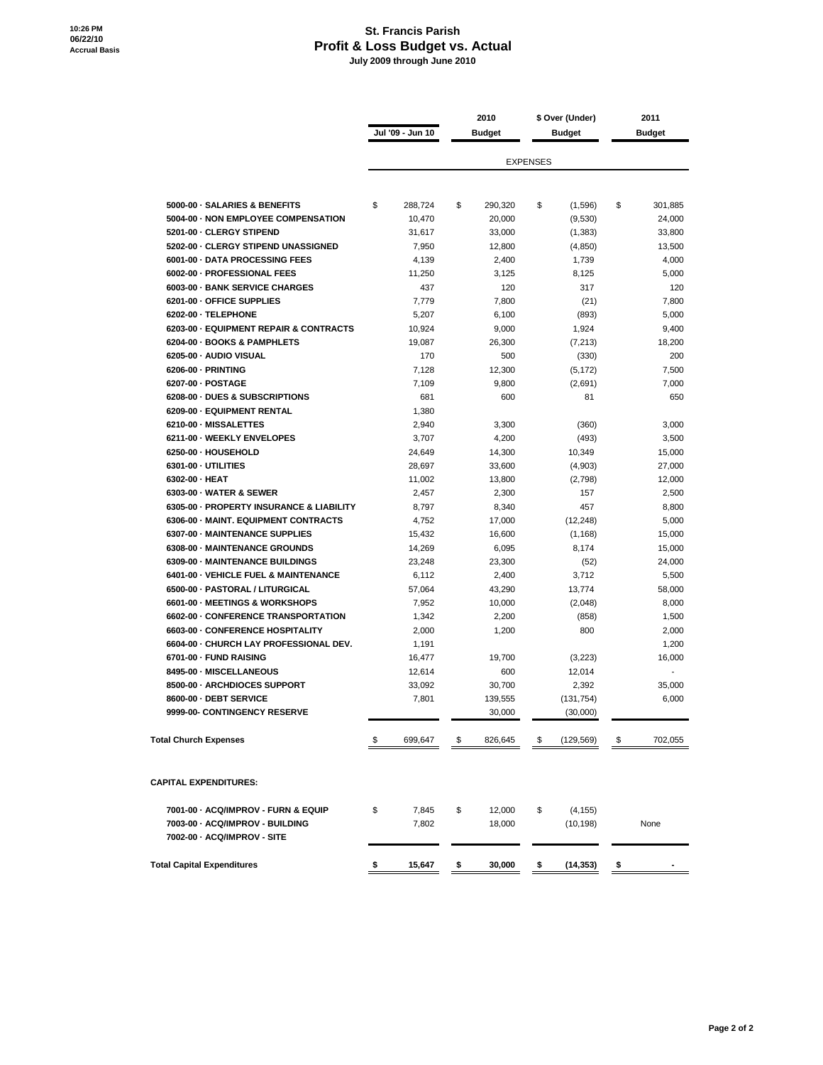10:26 PM
06/22/10
Accrual Basis

# St. Francis Parish
## Profit & Loss Budget vs. Actual
### July 2009 through June 2010

| | Jul '09 - Jun 10 | 2010 Budget | $ Over (Under) Budget | 2011 Budget |
|---|---|---|---|---|
| | | EXPENSES | | |
| **5000-00 · SALARIES & BENEFITS** | $ 288,724 | $ 290,320 | $ (1,596) | $ 301,885 |
| **5004-00 · NON EMPLOYEE COMPENSATION** | 10,470 | 20,000 | (9,530) | 24,000 |
| **5201-00 · CLERGY STIPEND** | 31,617 | 33,000 | (1,383) | 33,800 |
| **5202-00 · CLERGY STIPEND UNASSIGNED** | 7,950 | 12,800 | (4,850) | 13,500 |
| **6001-00 · DATA PROCESSING FEES** | 4,139 | 2,400 | 1,739 | 4,000 |
| **6002-00 · PROFESSIONAL FEES** | 11,250 | 3,125 | 8,125 | 5,000 |
| **6003-00 · BANK SERVICE CHARGES** | 437 | 120 | 317 | 120 |
| **6201-00 · OFFICE SUPPLIES** | 7,779 | 7,800 | (21) | 7,800 |
| **6202-00 · TELEPHONE** | 5,207 | 6,100 | (893) | 5,000 |
| **6203-00 · EQUIPMENT REPAIR & CONTRACTS** | 10,924 | 9,000 | 1,924 | 9,400 |
| **6204-00 · BOOKS & PAMPHLETS** | 19,087 | 26,300 | (7,213) | 18,200 |
| **6205-00 · AUDIO VISUAL** | 170 | 500 | (330) | 200 |
| **6206-00 · PRINTING** | 7,128 | 12,300 | (5,172) | 7,500 |
| **6207-00 · POSTAGE** | 7,109 | 9,800 | (2,691) | 7,000 |
| **6208-00 · DUES & SUBSCRIPTIONS** | 681 | 600 | 81 | 650 |
| **6209-00 · EQUIPMENT RENTAL** | 1,380 | | | |
| **6210-00 · MISSALETTES** | 2,940 | 3,300 | (360) | 3,000 |
| **6211-00 · WEEKLY ENVELOPES** | 3,707 | 4,200 | (493) | 3,500 |
| **6250-00 · HOUSEHOLD** | 24,649 | 14,300 | 10,349 | 15,000 |
| **6301-00 · UTILITIES** | 28,697 | 33,600 | (4,903) | 27,000 |
| **6302-00 · HEAT** | 11,002 | 13,800 | (2,798) | 12,000 |
| **6303-00 · WATER & SEWER** | 2,457 | 2,300 | 157 | 2,500 |
| **6305-00 · PROPERTY INSURANCE & LIABILITY** | 8,797 | 8,340 | 457 | 8,800 |
| **6306-00 · MAINT. EQUIPMENT CONTRACTS** | 4,752 | 17,000 | (12,248) | 5,000 |
| **6307-00 · MAINTENANCE SUPPLIES** | 15,432 | 16,600 | (1,168) | 15,000 |
| **6308-00 · MAINTENANCE GROUNDS** | 14,269 | 6,095 | 8,174 | 15,000 |
| **6309-00 · MAINTENANCE BUILDINGS** | 23,248 | 23,300 | (52) | 24,000 |
| **6401-00 · VEHICLE FUEL & MAINTENANCE** | 6,112 | 2,400 | 3,712 | 5,500 |
| **6500-00 · PASTORAL / LITURGICAL** | 57,064 | 43,290 | 13,774 | 58,000 |
| **6601-00 · MEETINGS & WORKSHOPS** | 7,952 | 10,000 | (2,048) | 8,000 |
| **6602-00 · CONFERENCE TRANSPORTATION** | 1,342 | 2,200 | (858) | 1,500 |
| **6603-00 · CONFERENCE HOSPITALITY** | 2,000 | 1,200 | 800 | 2,000 |
| **6604-00 · CHURCH LAY PROFESSIONAL DEV.** | 1,191 | | | 1,200 |
| **6701-00 · FUND RAISING** | 16,477 | 19,700 | (3,223) | 16,000 |
| **8495-00 · MISCELLANEOUS** | 12,614 | 600 | 12,014 | - |
| **8500-00 · ARCHDIOCES SUPPORT** | 33,092 | 30,700 | 2,392 | 35,000 |
| **8600-00 · DEBT SERVICE** | 7,801 | 139,555 | (131,754) | 6,000 |
| **9999-00- CONTINGENCY RESERVE** | | 30,000 | (30,000) | |
| **Total Church Expenses** | $ 699,647 | $ 826,645 | $ (129,569) | $ 702,055 |
| **CAPITAL EXPENDITURES:** | | | | |
| **7001-00 · ACQ/IMPROV - FURN & EQUIP** | $ 7,845 | $ 12,000 | $ (4,155) | |
| **7003-00 · ACQ/IMPROV - BUILDING** | 7,802 | 18,000 | (10,198) | None |
| **7002-00 · ACQ/IMPROV - SITE** | | | | |
| **Total Capital Expenditures** | **$ 15,647** | **$ 30,000** | **$ (14,353)** | **$ -** |